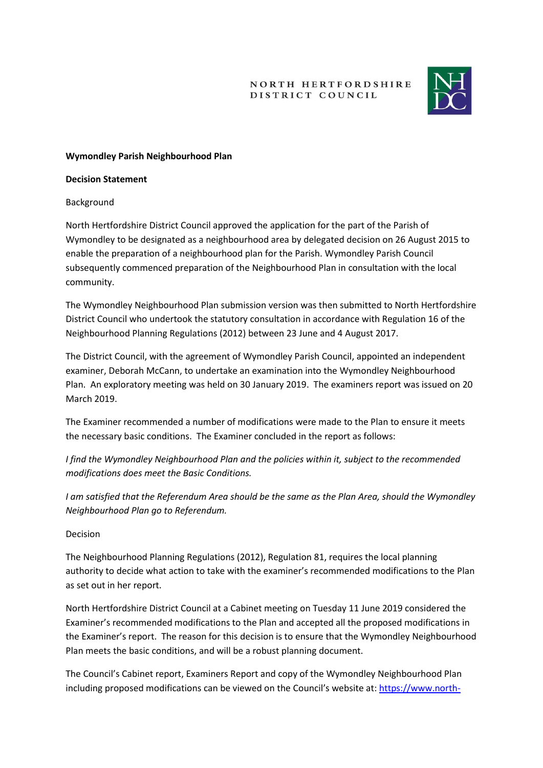NORTH HERTFORDSHIRE DISTRICT COUNCIL

**Wymondley Parish Neighbourhood Plan**

**Decision Statement**

Background

North Hertfordshire District Council approved the application for the part of the Parish of Wymondley to be designated as a neighbourhood area by delegated decision on 26 August 2015 to enable the preparation of a neighbourhood plan for the Parish. Wymondley Parish Council subsequently commenced preparation of the Neighbourhood Plan in consultation with the local community.

The Wymondley Neighbourhood Plan submission version was then submitted to North Hertfordshire District Council who undertook the statutory consultation in accordance with Regulation 16 of the Neighbourhood Planning Regulations (2012) between 23 June and 4 August 2017.

The District Council, with the agreement of Wymondley Parish Council, appointed an independent examiner, Deborah McCann, to undertake an examination into the Wymondley Neighbourhood Plan. An exploratory meeting was held on 30 January 2019. The examiners report was issued on 20 March 2019.

The Examiner recommended a number of modifications were made to the Plan to ensure it meets the necessary basic conditions. The Examiner concluded in the report as follows:

*I find the Wymondley Neighbourhood Plan and the policies within it, subject to the recommended modifications does meet the Basic Conditions.*

*I am satisfied that the Referendum Area should be the same as the Plan Area, should the Wymondley Neighbourhood Plan go to Referendum.*

Decision

The Neighbourhood Planning Regulations (2012), Regulation 81, requires the local planning authority to decide what action to take with the examiner's recommended modifications to the Plan as set out in her report.

North Hertfordshire District Council at a Cabinet meeting on Tuesday 11 June 2019 considered the Examiner's recommended modifications to the Plan and accepted all the proposed modifications in the Examiner's report. The reason for this decision is to ensure that the Wymondley Neighbourhood Plan meets the basic conditions, and will be a robust planning document.

The Council's Cabinet report, Examiners Report and copy of the Wymondley Neighbourhood Plan including proposed modifications can be viewed on the Council's website at: https://www.north-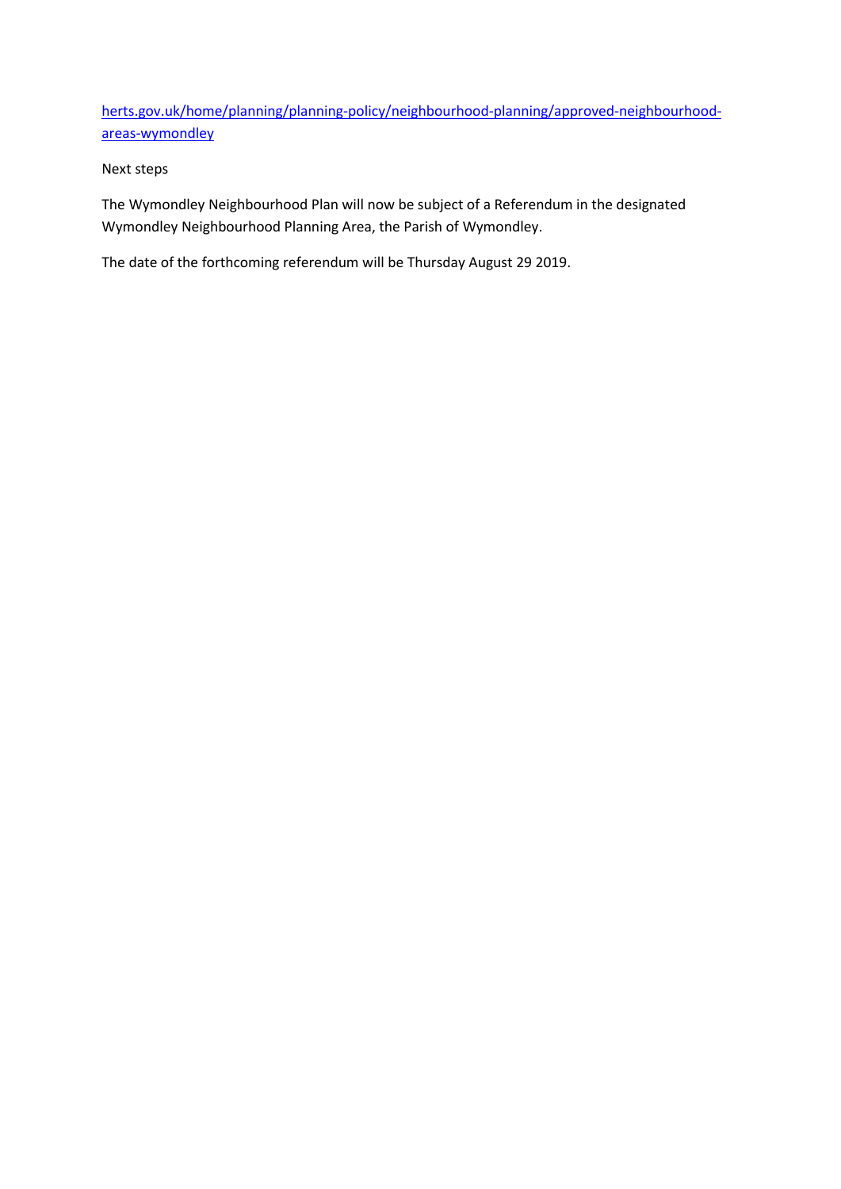[herts.gov.uk/home/planning/planning-policy/neighbourhood-planning/approved-neighbourhood-areas-wymondley](herts.gov.uk/home/planning/planning-policy/neighbourhood-planning/approved-neighbourhood-areas-wymondley)

Next steps

The Wymondley Neighbourhood Plan will now be subject of a Referendum in the designated Wymondley Neighbourhood Planning Area, the Parish of Wymondley.

The date of the forthcoming referendum will be Thursday August 29 2019.